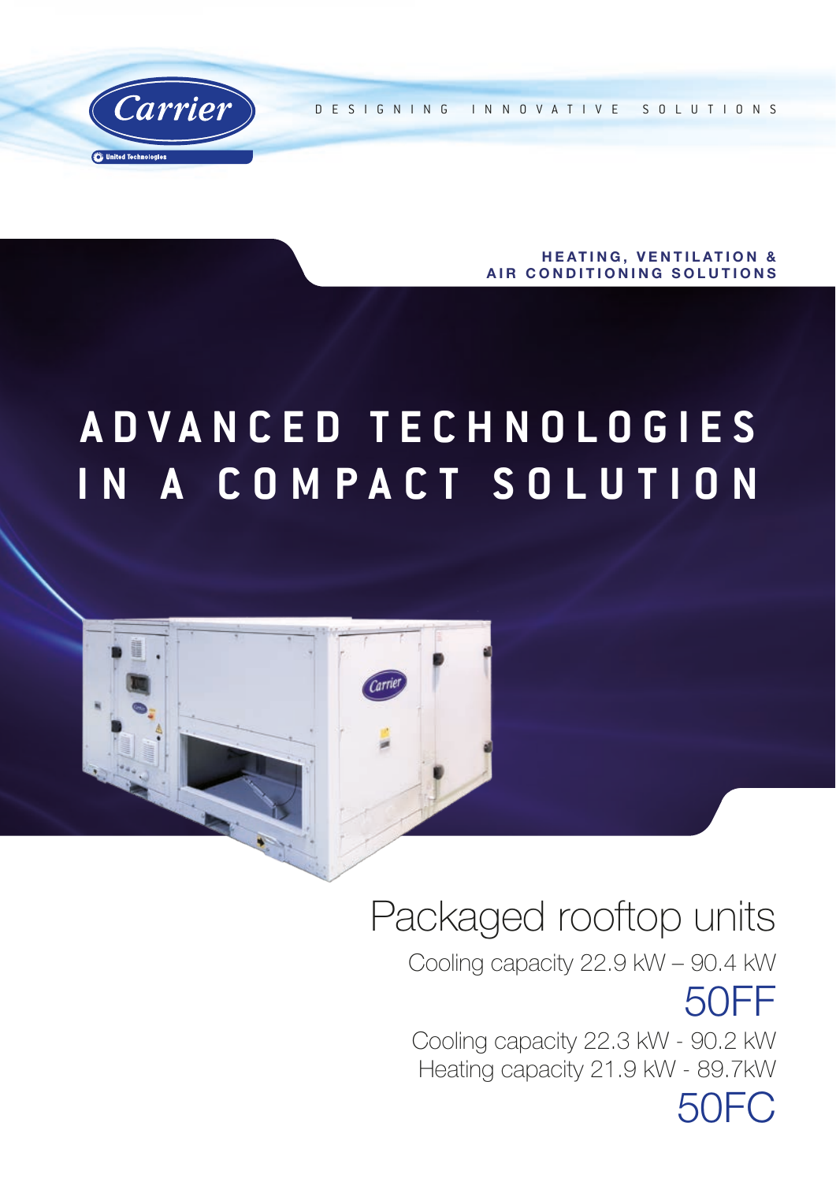Carrier

United Technologies

DESIGNING INNOVATIVE SOLUTIONS

**HEATING, VENTILATION & AIR CONDITIONING SOLUTIONS**

# ADVANCED TECHNOLOGIES IN A COMPACT SOLUTION

## Packaged rooftop units

Cooling capacity 22.9 kW – 90.4 kW

## 50FF

Cooling capacity 22.3 kW - 90.2 kW

Heating capacity 21.9 kW - 89.7kW

## 50FC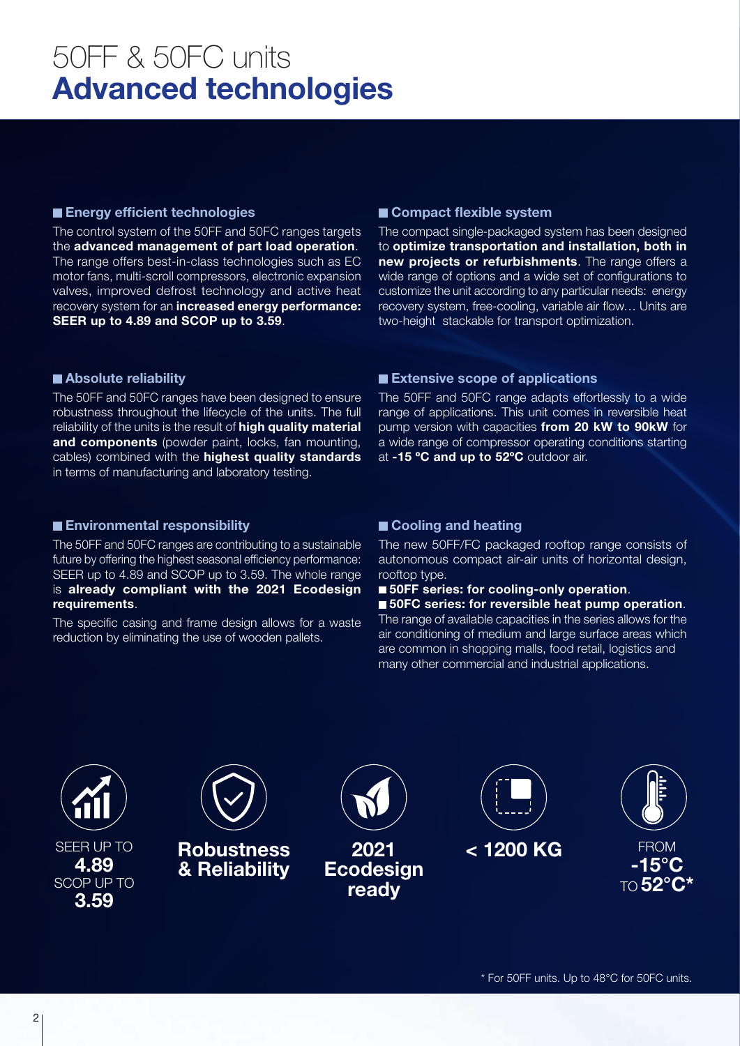# 50FF & 50FC units
# **Advanced technologies**

## Energy efficient technologies

The control system of the 50FF and 50FC ranges targets the **advanced management of part load operation**. The range offers best-in-class technologies such as EC motor fans, multi-scroll compressors, electronic expansion valves, improved defrost technology and active heat recovery system for an **increased energy performance: SEER up to 4.89 and SCOP up to 3.59**.

## Absolute reliability

The 50FF and 50FC ranges have been designed to ensure robustness throughout the lifecycle of the units. The full reliability of the units is the result of **high quality material and components** (powder paint, locks, fan mounting, cables) combined with the **highest quality standards** in terms of manufacturing and laboratory testing.

## Environmental responsibility

The 50FF and 50FC ranges are contributing to a sustainable future by offering the highest seasonal efficiency performance: SEER up to 4.89 and SCOP up to 3.59. The whole range is **already compliant with the 2021 Ecodesign requirements**.

The specific casing and frame design allows for a waste reduction by eliminating the use of wooden pallets.

## Compact flexible system

The compact single-packaged system has been designed to **optimize transportation and installation, both in new projects or refurbishments**. The range offers a wide range of options and a wide set of configurations to customize the unit according to any particular needs: energy recovery system, free-cooling, variable air flow… Units are two-height stackable for transport optimization.

## Extensive scope of applications

The 50FF and 50FC range adapts effortlessly to a wide range of applications. This unit comes in reversible heat pump version with capacities **from 20 kW to 90kW** for a wide range of compressor operating conditions starting at **-15 ºC and up to 52ºC** outdoor air.

## Cooling and heating

The new 50FF/FC packaged rooftop range consists of autonomous compact air-air units of horizontal design, rooftop type.

- **50FF series: for cooling-only operation**.
- **50FC series: for reversible heat pump operation**.

The range of available capacities in the series allows for the air conditioning of medium and large surface areas which are common in shopping malls, food retail, logistics and many other commercial and industrial applications.

SEER UP TO **4.89** SCOP UP TO **3.59**

**Robustness & Reliability**

**2021 Ecodesign ready**

**< 1200 KG**

FROM **-15°C** TO **52°C***

* For 50FF units. Up to 48°C for 50FC units.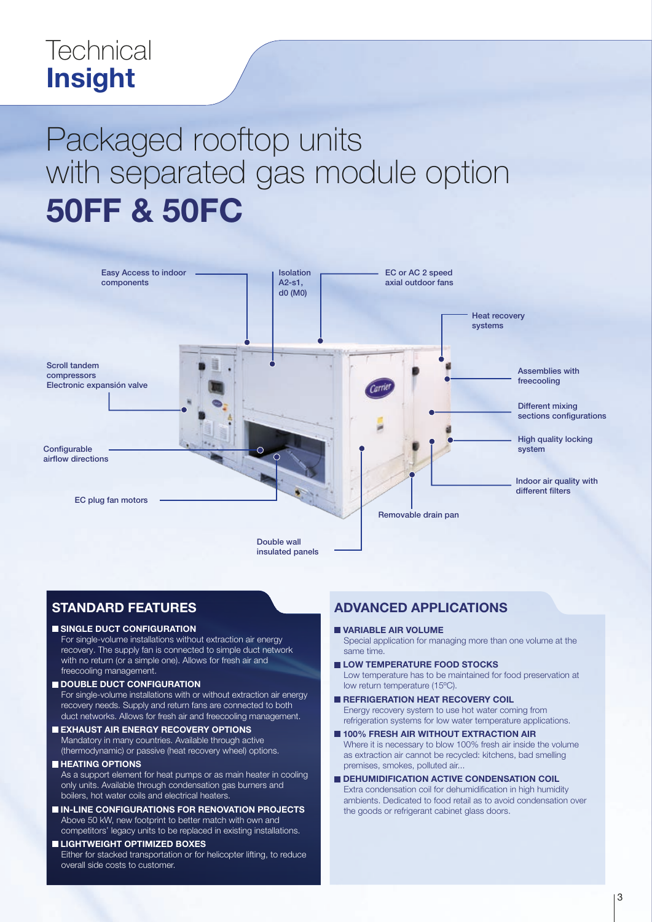# Technical **Insight**

# Packaged rooftop units with separated gas module option **50FF & 50FC**

Easy Access to indoor components

Isolation A2-s1, d0 (M0)

EC or AC 2 speed axial outdoor fans

Heat recovery systems

Scroll tandem compressors
Electronic expansión valve

Assemblies with freecooling

Different mixing sections configurations

High quality locking system

Configurable airflow directions

Indoor air quality with different filters

EC plug fan motors

Removable drain pan

Double wall insulated panels

## STANDARD FEATURES

- **SINGLE DUCT CONFIGURATION**
  For single-volume installations without extraction air energy recovery. The supply fan is connected to simple duct network with no return (or a simple one). Allows for fresh air and freecooling management.
- **DOUBLE DUCT CONFIGURATION**
  For single-volume installations with or without extraction air energy recovery needs. Supply and return fans are connected to both duct networks. Allows for fresh air and freecooling management.
- **EXHAUST AIR ENERGY RECOVERY OPTIONS**
  Mandatory in many countries. Available through active (thermodynamic) or passive (heat recovery wheel) options.
- **HEATING OPTIONS**
  As a support element for heat pumps or as main heater in cooling only units. Available through condensation gas burners and boilers, hot water coils and electrical heaters.
- **IN-LINE CONFIGURATIONS FOR RENOVATION PROJECTS**
  Above 50 kW, new footprint to better match with own and competitors' legacy units to be replaced in existing installations.
- **LIGHTWEIGHT OPTIMIZED BOXES**
  Either for stacked transportation or for helicopter lifting, to reduce overall side costs to customer.

## ADVANCED APPLICATIONS

- **VARIABLE AIR VOLUME**
  Special application for managing more than one volume at the same time.
- **LOW TEMPERATURE FOOD STOCKS**
  Low temperature has to be maintained for food preservation at low return temperature (15ºC).
- **REFRIGERATION HEAT RECOVERY COIL**
  Energy recovery system to use hot water coming from refrigeration systems for low water temperature applications.
- **100% FRESH AIR WITHOUT EXTRACTION AIR**
  Where it is necessary to blow 100% fresh air inside the volume as extraction air cannot be recycled: kitchens, bad smelling premises, smokes, polluted air...
- **DEHUMIDIFICATION ACTIVE CONDENSATION COIL**
  Extra condensation coil for dehumidification in high humidity ambients. Dedicated to food retail as to avoid condensation over the goods or refrigerant cabinet glass doors.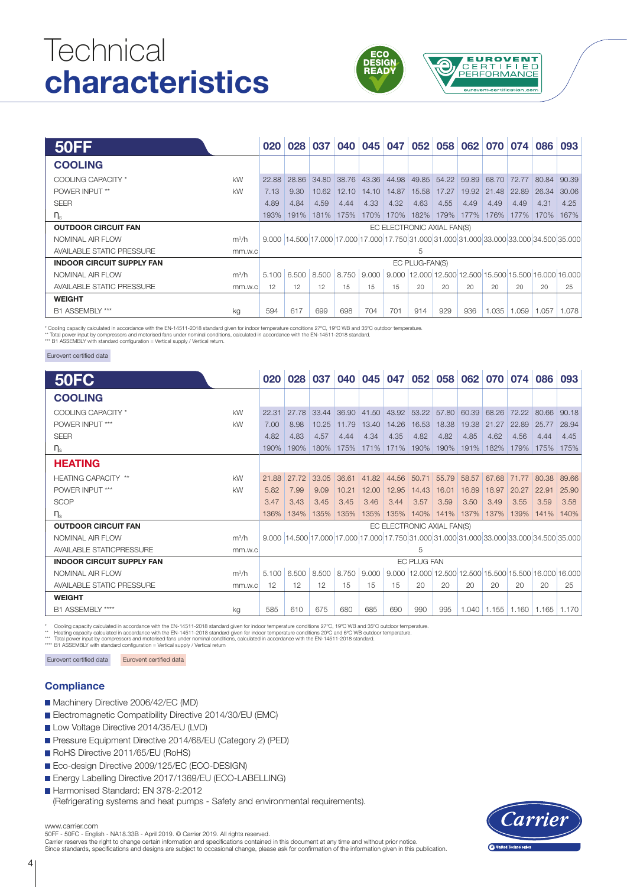# Technical **characteristics**

ECO DESIGN READY

EUROVENT CERTIFIED PERFORMANCE eurovent-certification.com

| 50FF | | 020 | 028 | 037 | 040 | 045 | 047 | 052 | 058 | 062 | 070 | 074 | 086 | 093 |
|---|---|---|---|---|---|---|---|---|---|---|---|---|---|---|
| **COOLING** | | | | | | | | | | | | | | |
| COOLING CAPACITY * | kW | 22.88 | 28.86 | 34.80 | 38.76 | 43.36 | 44.98 | 49.85 | 54.22 | 59.89 | 68.70 | 72.77 | 80.84 | 90.39 |
| POWER INPUT ** | kW | 7.13 | 9.30 | 10.62 | 12.10 | 14.10 | 14.87 | 15.58 | 17.27 | 19.92 | 21.48 | 22.89 | 26.34 | 30.06 |
| SEER | | 4.89 | 4.84 | 4.59 | 4.44 | 4.33 | 4.32 | 4.63 | 4.55 | 4.49 | 4.49 | 4.49 | 4.31 | 4.25 |
| $\eta_s$ | | 193% | 191% | 181% | 175% | 170% | 170% | 182% | 179% | 177% | 176% | 177% | 170% | 167% |
| **OUTDOOR CIRCUIT FAN** | | EC ELECTRONIC AXIAL FAN(S) | | | | | | | | | | | | |
| NOMINAL AIR FLOW | m³/h | 9.000 | 14.500 | 17.000 | 17.000 | 17.000 | 17.750 | 31.000 | 31.000 | 31.000 | 33.000 | 33.000 | 34.500 | 35.000 |
| AVAILABLE STATIC PRESSURE | mm.w.c | 5 | | | | | | | | | | | | |
| **INDOOR CIRCUIT SUPPLY FAN** | | EC PLUG-FAN(S) | | | | | | | | | | | | |
| NOMINAL AIR FLOW | m³/h | 5.100 | 6.500 | 8.500 | 8.750 | 9.000 | 9.000 | 12.000 | 12.500 | 12.500 | 15.500 | 15.500 | 16.000 | 16.000 |
| AVAILABLE STATIC PRESSURE | mm.w.c | 12 | 12 | 12 | 15 | 15 | 15 | 20 | 20 | 20 | 20 | 20 | 20 | 25 |
| **WEIGHT** | | | | | | | | | | | | | | |
| B1 ASSEMBLY *** | kg | 594 | 617 | 699 | 698 | 704 | 701 | 914 | 929 | 936 | 1.035 | 1.059 | 1.057 | 1.078 |

* Cooling capacity calculated in accordance with the EN-14511-2018 standard given for indoor temperature conditions 27ºC, 19ºC WB and 35ºC outdoor temperature.
** Total power input by compressors and motorised fans under nominal conditions, calculated in accordance with the EN-14511-2018 standard.
*** B1 ASSEMBLY with standard configuration = Vertical supply / Vertical return.

Eurovent certified data

| 50FC | | 020 | 028 | 037 | 040 | 045 | 047 | 052 | 058 | 062 | 070 | 074 | 086 | 093 |
|---|---|---|---|---|---|---|---|---|---|---|---|---|---|---|
| **COOLING** | | | | | | | | | | | | | | |
| COOLING CAPACITY * | kW | 22.31 | 27.78 | 33.44 | 36.90 | 41.50 | 43.92 | 53.22 | 57.80 | 60.39 | 68.26 | 72.22 | 80.66 | 90.18 |
| POWER INPUT *** | kW | 7.00 | 8.98 | 10.25 | 11.79 | 13.40 | 14.26 | 16.53 | 18.38 | 19.38 | 21.27 | 22.89 | 25.77 | 28.94 |
| SEER | | 4.82 | 4.83 | 4.57 | 4.44 | 4.34 | 4.35 | 4.82 | 4.82 | 4.85 | 4.62 | 4.56 | 4.44 | 4.45 |
| $\eta_s$ | | 190% | 190% | 180% | 175% | 171% | 171% | 190% | 190% | 191% | 182% | 179% | 175% | 175% |
| **HEATING** | | | | | | | | | | | | | | |
| HEATING CAPACITY ** | kW | 21.88 | 27.72 | 33.05 | 36.61 | 41.82 | 44.56 | 50.71 | 55.79 | 58.57 | 67.68 | 71.77 | 80.38 | 89.66 |
| POWER INPUT *** | kW | 5.82 | 7.99 | 9.09 | 10.21 | 12.00 | 12.95 | 14.43 | 16.01 | 16.89 | 18.97 | 20.27 | 22.91 | 25.90 |
| SCOP | | 3.47 | 3.43 | 3.45 | 3.45 | 3.46 | 3.44 | 3.57 | 3.59 | 3.50 | 3.49 | 3.55 | 3.59 | 3.58 |
| $\eta_s$ | | 136% | 134% | 135% | 135% | 135% | 135% | 140% | 141% | 137% | 137% | 139% | 141% | 140% |
| **OUTDOOR CIRCUIT FAN** | | EC ELECTRONIC AXIAL FAN(S) | | | | | | | | | | | | |
| NOMINAL AIR FLOW | m³/h | 9.000 | 14.500 | 17.000 | 17.000 | 17.000 | 17.750 | 31.000 | 31.000 | 31.000 | 33.000 | 33.000 | 34.500 | 35.000 |
| AVAILABLE STATICPRESSURE | mm.w.c | 5 | | | | | | | | | | | | |
| **INDOOR CIRCUIT SUPPLY FAN** | | EC PLUG FAN | | | | | | | | | | | | |
| NOMINAL AIR FLOW | m³/h | 5.100 | 6.500 | 8.500 | 8.750 | 9.000 | 9.000 | 12.000 | 12.500 | 12.500 | 15.500 | 15.500 | 16.000 | 16.000 |
| AVAILABLE STATIC PRESSURE | mm.w.c | 12 | 12 | 12 | 15 | 15 | 15 | 20 | 20 | 20 | 20 | 20 | 20 | 25 |
| **WEIGHT** | | | | | | | | | | | | | | |
| B1 ASSEMBLY **** | kg | 585 | 610 | 675 | 680 | 685 | 690 | 990 | 995 | 1.040 | 1.155 | 1.160 | 1.165 | 1.170 |

* Cooling capacity calculated in accordance with the EN-14511-2018 standard given for indoor temperature conditions 27ºC, 19ºC WB and 35ºC outdoor temperature.
** Heating capacity calculated in accordance with the EN-14511-2018 standard given for indoor temperature conditions 20ºC and 6ºC WB outdoor temperature.
*** Total power input by compressors and motorised fans under nominal conditions, calculated in accordance with the EN-14511-2018 standard.
**** B1 ASSEMBLY with standard configuration = Vertical supply / Vertical return

Eurovent certified data    Eurovent certified data

## Compliance

- Machinery Directive 2006/42/EC (MD)
- Electromagnetic Compatibility Directive 2014/30/EU (EMC)
- Low Voltage Directive 2014/35/EU (LVD)
- Pressure Equipment Directive 2014/68/EU (Category 2) (PED)
- RoHS Directive 2011/65/EU (RoHS)
- Eco-design Directive 2009/125/EC (ECO-DESIGN)
- Energy Labelling Directive 2017/1369/EU (ECO-LABELLING)
- Harmonised Standard: EN 378-2:2012
  (Refrigerating systems and heat pumps - Safety and environmental requirements).

www.carrier.com
50FF - 50FC - English - NA18.33B - April 2019. © Carrier 2019. All rights reserved.
Carrier reserves the right to change certain information and specifications contained in this document at any time and without prior notice.
Since standards, specifications and designs are subject to occasional change, please ask for confirmation of the information given in this publication.

Carrier
United Technologies